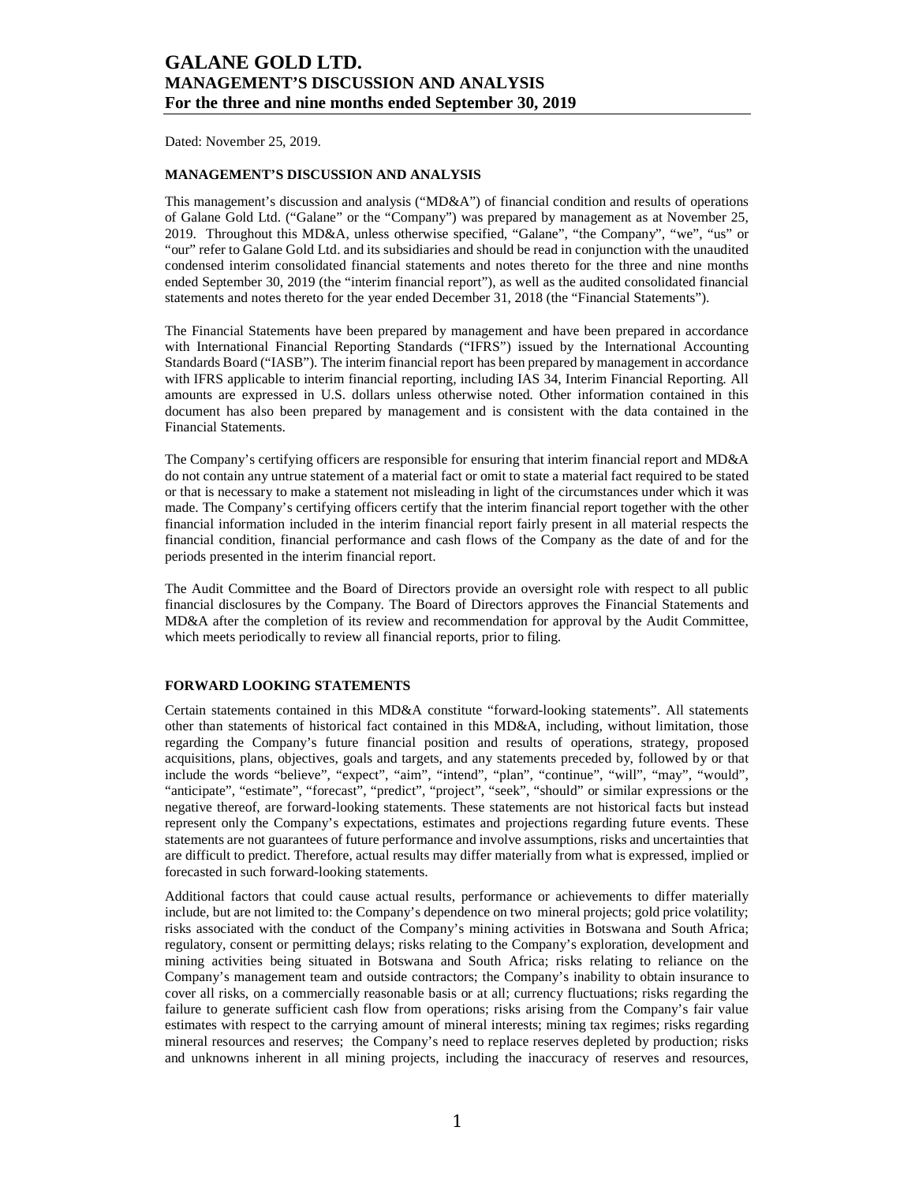# GALANE GOLD LTD.
## MANAGEMENT'S DISCUSSION AND ANALYSIS
## For the three and nine months ended September 30, 2019

Dated: November 25, 2019.

### MANAGEMENT'S DISCUSSION AND ANALYSIS

This management's discussion and analysis ("MD&A") of financial condition and results of operations of Galane Gold Ltd. ("Galane" or the "Company") was prepared by management as at November 25, 2019. Throughout this MD&A, unless otherwise specified, "Galane", "the Company", "we", "us" or "our" refer to Galane Gold Ltd. and its subsidiaries and should be read in conjunction with the unaudited condensed interim consolidated financial statements and notes thereto for the three and nine months ended September 30, 2019 (the "interim financial report"), as well as the audited consolidated financial statements and notes thereto for the year ended December 31, 2018 (the "Financial Statements").

The Financial Statements have been prepared by management and have been prepared in accordance with International Financial Reporting Standards ("IFRS") issued by the International Accounting Standards Board ("IASB"). The interim financial report has been prepared by management in accordance with IFRS applicable to interim financial reporting, including IAS 34, Interim Financial Reporting. All amounts are expressed in U.S. dollars unless otherwise noted. Other information contained in this document has also been prepared by management and is consistent with the data contained in the Financial Statements.

The Company's certifying officers are responsible for ensuring that interim financial report and MD&A do not contain any untrue statement of a material fact or omit to state a material fact required to be stated or that is necessary to make a statement not misleading in light of the circumstances under which it was made. The Company's certifying officers certify that the interim financial report together with the other financial information included in the interim financial report fairly present in all material respects the financial condition, financial performance and cash flows of the Company as the date of and for the periods presented in the interim financial report.

The Audit Committee and the Board of Directors provide an oversight role with respect to all public financial disclosures by the Company. The Board of Directors approves the Financial Statements and MD&A after the completion of its review and recommendation for approval by the Audit Committee, which meets periodically to review all financial reports, prior to filing.

### FORWARD LOOKING STATEMENTS

Certain statements contained in this MD&A constitute "forward-looking statements". All statements other than statements of historical fact contained in this MD&A, including, without limitation, those regarding the Company's future financial position and results of operations, strategy, proposed acquisitions, plans, objectives, goals and targets, and any statements preceded by, followed by or that include the words "believe", "expect", "aim", "intend", "plan", "continue", "will", "may", "would", "anticipate", "estimate", "forecast", "predict", "project", "seek", "should" or similar expressions or the negative thereof, are forward-looking statements. These statements are not historical facts but instead represent only the Company's expectations, estimates and projections regarding future events. These statements are not guarantees of future performance and involve assumptions, risks and uncertainties that are difficult to predict. Therefore, actual results may differ materially from what is expressed, implied or forecasted in such forward-looking statements.

Additional factors that could cause actual results, performance or achievements to differ materially include, but are not limited to: the Company's dependence on two mineral projects; gold price volatility; risks associated with the conduct of the Company's mining activities in Botswana and South Africa; regulatory, consent or permitting delays; risks relating to the Company's exploration, development and mining activities being situated in Botswana and South Africa; risks relating to reliance on the Company's management team and outside contractors; the Company's inability to obtain insurance to cover all risks, on a commercially reasonable basis or at all; currency fluctuations; risks regarding the failure to generate sufficient cash flow from operations; risks arising from the Company's fair value estimates with respect to the carrying amount of mineral interests; mining tax regimes; risks regarding mineral resources and reserves; the Company's need to replace reserves depleted by production; risks and unknowns inherent in all mining projects, including the inaccuracy of reserves and resources,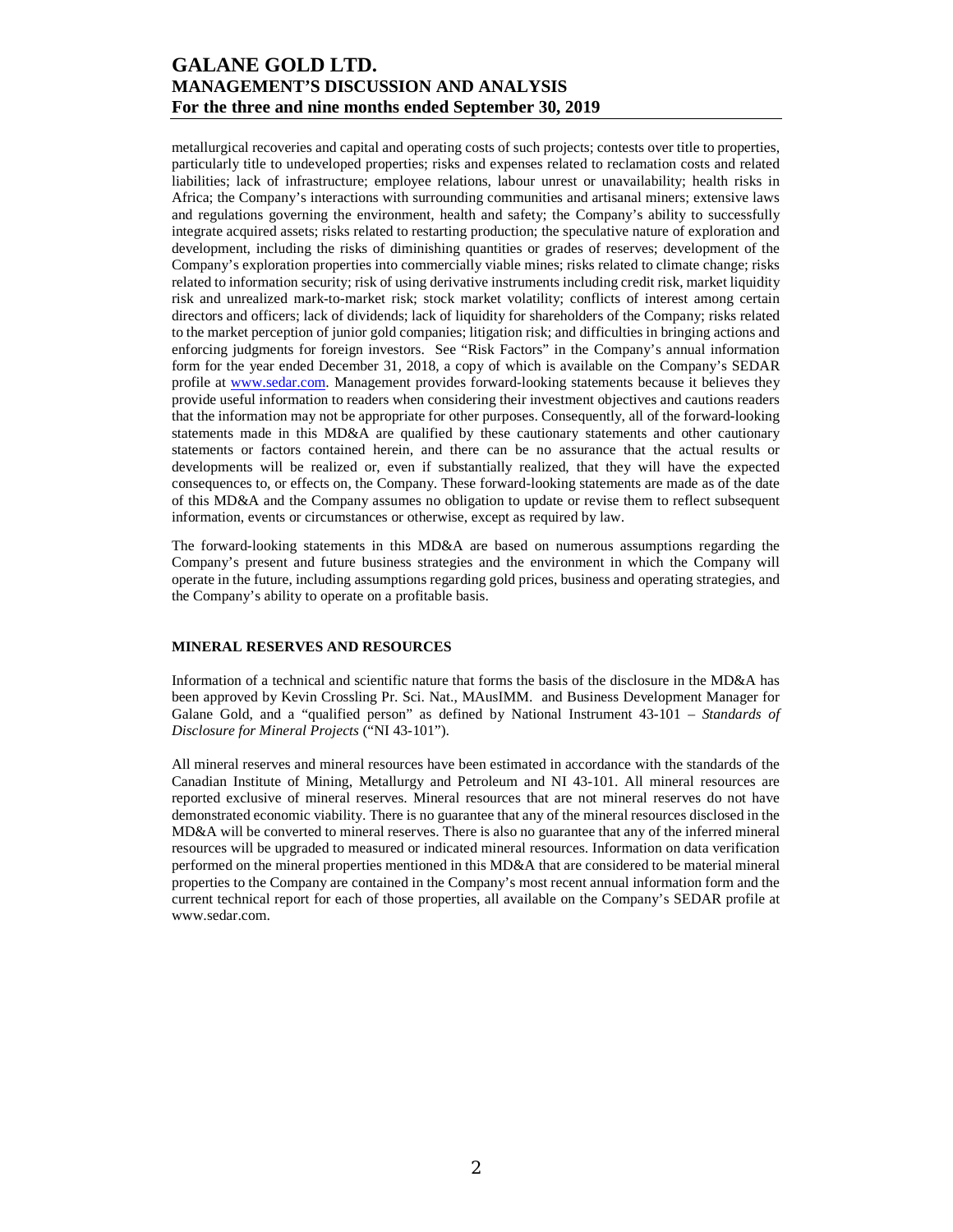metallurgical recoveries and capital and operating costs of such projects; contests over title to properties, particularly title to undeveloped properties; risks and expenses related to reclamation costs and related liabilities; lack of infrastructure; employee relations, labour unrest or unavailability; health risks in Africa; the Company's interactions with surrounding communities and artisanal miners; extensive laws and regulations governing the environment, health and safety; the Company's ability to successfully integrate acquired assets; risks related to restarting production; the speculative nature of exploration and development, including the risks of diminishing quantities or grades of reserves; development of the Company's exploration properties into commercially viable mines; risks related to climate change; risks related to information security; risk of using derivative instruments including credit risk, market liquidity risk and unrealized mark-to-market risk; stock market volatility; conflicts of interest among certain directors and officers; lack of dividends; lack of liquidity for shareholders of the Company; risks related to the market perception of junior gold companies; litigation risk; and difficulties in bringing actions and enforcing judgments for foreign investors. See "Risk Factors" in the Company's annual information form for the year ended December 31, 2018, a copy of which is available on the Company's SEDAR profile at [www.sedar.com](http://www.sedar.com). Management provides forward-looking statements because it believes they provide useful information to readers when considering their investment objectives and cautions readers that the information may not be appropriate for other purposes. Consequently, all of the forward-looking statements made in this MD&A are qualified by these cautionary statements and other cautionary statements or factors contained herein, and there can be no assurance that the actual results or developments will be realized or, even if substantially realized, that they will have the expected consequences to, or effects on, the Company. These forward-looking statements are made as of the date of this MD&A and the Company assumes no obligation to update or revise them to reflect subsequent information, events or circumstances or otherwise, except as required by law.

The forward-looking statements in this MD&A are based on numerous assumptions regarding the Company's present and future business strategies and the environment in which the Company will operate in the future, including assumptions regarding gold prices, business and operating strategies, and the Company's ability to operate on a profitable basis.

## MINERAL RESERVES AND RESOURCES

Information of a technical and scientific nature that forms the basis of the disclosure in the MD&A has been approved by Kevin Crossling Pr. Sci. Nat., MAusIMM. and Business Development Manager for Galane Gold, and a "qualified person" as defined by National Instrument 43-101 – *Standards of Disclosure for Mineral Projects* ("NI 43-101").

All mineral reserves and mineral resources have been estimated in accordance with the standards of the Canadian Institute of Mining, Metallurgy and Petroleum and NI 43-101. All mineral resources are reported exclusive of mineral reserves. Mineral resources that are not mineral reserves do not have demonstrated economic viability. There is no guarantee that any of the mineral resources disclosed in the MD&A will be converted to mineral reserves. There is also no guarantee that any of the inferred mineral resources will be upgraded to measured or indicated mineral resources. Information on data verification performed on the mineral properties mentioned in this MD&A that are considered to be material mineral properties to the Company are contained in the Company's most recent annual information form and the current technical report for each of those properties, all available on the Company's SEDAR profile at www.sedar.com.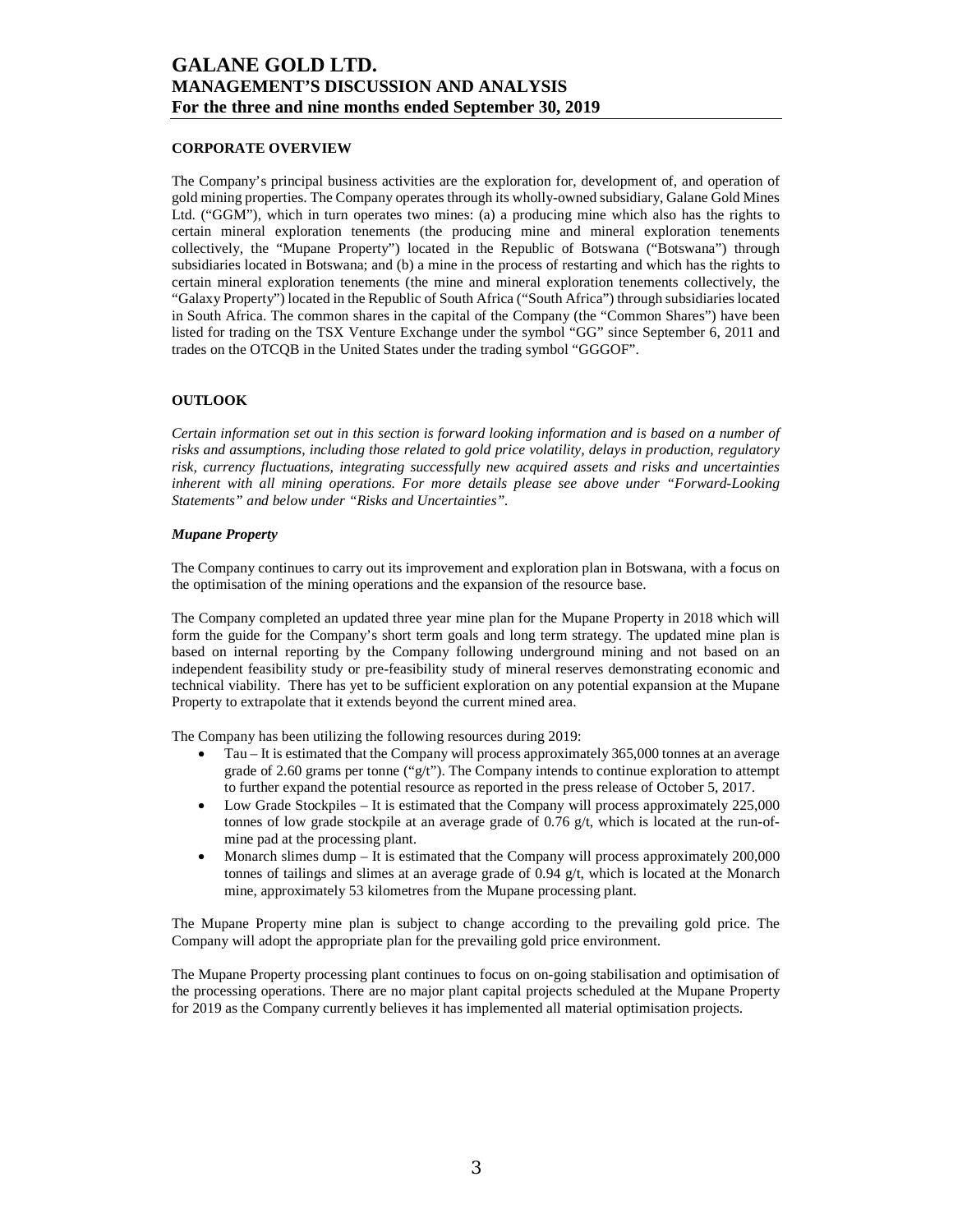## CORPORATE OVERVIEW

The Company's principal business activities are the exploration for, development of, and operation of gold mining properties. The Company operates through its wholly-owned subsidiary, Galane Gold Mines Ltd. ("GGM"), which in turn operates two mines: (a) a producing mine which also has the rights to certain mineral exploration tenements (the producing mine and mineral exploration tenements collectively, the "Mupane Property") located in the Republic of Botswana ("Botswana") through subsidiaries located in Botswana; and (b) a mine in the process of restarting and which has the rights to certain mineral exploration tenements (the mine and mineral exploration tenements collectively, the "Galaxy Property") located in the Republic of South Africa ("South Africa") through subsidiaries located in South Africa. The common shares in the capital of the Company (the "Common Shares") have been listed for trading on the TSX Venture Exchange under the symbol "GG" since September 6, 2011 and trades on the OTCQB in the United States under the trading symbol "GGGOF".

## OUTLOOK

*Certain information set out in this section is forward looking information and is based on a number of risks and assumptions, including those related to gold price volatility, delays in production, regulatory risk, currency fluctuations, integrating successfully new acquired assets and risks and uncertainties inherent with all mining operations. For more details please see above under "Forward-Looking Statements" and below under "Risks and Uncertainties".*

### *Mupane Property*

The Company continues to carry out its improvement and exploration plan in Botswana, with a focus on the optimisation of the mining operations and the expansion of the resource base.

The Company completed an updated three year mine plan for the Mupane Property in 2018 which will form the guide for the Company's short term goals and long term strategy. The updated mine plan is based on internal reporting by the Company following underground mining and not based on an independent feasibility study or pre-feasibility study of mineral reserves demonstrating economic and technical viability. There has yet to be sufficient exploration on any potential expansion at the Mupane Property to extrapolate that it extends beyond the current mined area.

The Company has been utilizing the following resources during 2019:

- Tau – It is estimated that the Company will process approximately 365,000 tonnes at an average grade of 2.60 grams per tonne ("g/t"). The Company intends to continue exploration to attempt to further expand the potential resource as reported in the press release of October 5, 2017.
- Low Grade Stockpiles – It is estimated that the Company will process approximately 225,000 tonnes of low grade stockpile at an average grade of 0.76 g/t, which is located at the run-of-mine pad at the processing plant.
- Monarch slimes dump – It is estimated that the Company will process approximately 200,000 tonnes of tailings and slimes at an average grade of 0.94 g/t, which is located at the Monarch mine, approximately 53 kilometres from the Mupane processing plant.

The Mupane Property mine plan is subject to change according to the prevailing gold price. The Company will adopt the appropriate plan for the prevailing gold price environment.

The Mupane Property processing plant continues to focus on on-going stabilisation and optimisation of the processing operations. There are no major plant capital projects scheduled at the Mupane Property for 2019 as the Company currently believes it has implemented all material optimisation projects.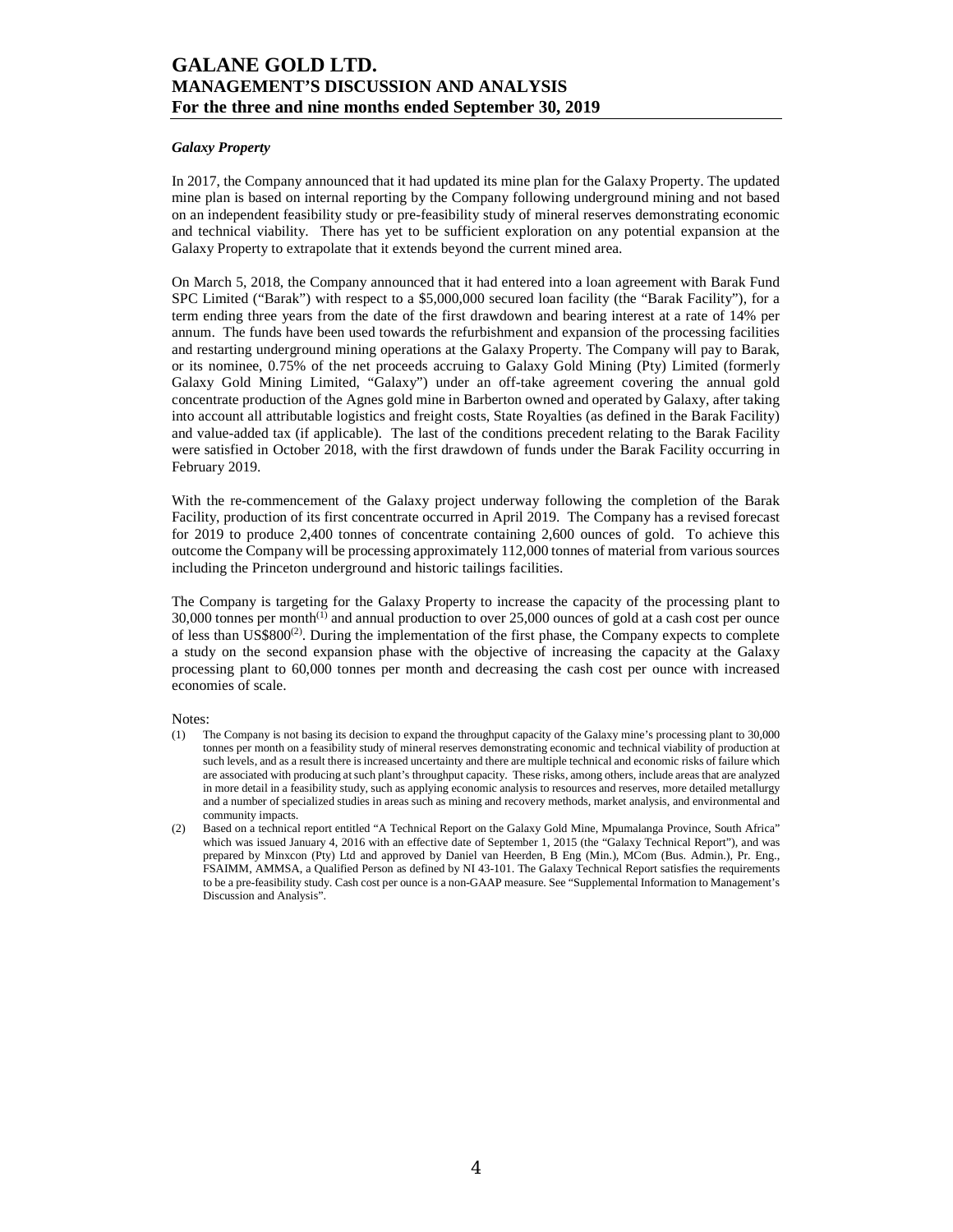*Galaxy Property*

In 2017, the Company announced that it had updated its mine plan for the Galaxy Property. The updated mine plan is based on internal reporting by the Company following underground mining and not based on an independent feasibility study or pre-feasibility study of mineral reserves demonstrating economic and technical viability. There has yet to be sufficient exploration on any potential expansion at the Galaxy Property to extrapolate that it extends beyond the current mined area.

On March 5, 2018, the Company announced that it had entered into a loan agreement with Barak Fund SPC Limited ("Barak") with respect to a $5,000,000 secured loan facility (the "Barak Facility"), for a term ending three years from the date of the first drawdown and bearing interest at a rate of 14% per annum. The funds have been used towards the refurbishment and expansion of the processing facilities and restarting underground mining operations at the Galaxy Property. The Company will pay to Barak, or its nominee, 0.75% of the net proceeds accruing to Galaxy Gold Mining (Pty) Limited (formerly Galaxy Gold Mining Limited, "Galaxy") under an off-take agreement covering the annual gold concentrate production of the Agnes gold mine in Barberton owned and operated by Galaxy, after taking into account all attributable logistics and freight costs, State Royalties (as defined in the Barak Facility) and value-added tax (if applicable). The last of the conditions precedent relating to the Barak Facility were satisfied in October 2018, with the first drawdown of funds under the Barak Facility occurring in February 2019.

With the re-commencement of the Galaxy project underway following the completion of the Barak Facility, production of its first concentrate occurred in April 2019. The Company has a revised forecast for 2019 to produce 2,400 tonnes of concentrate containing 2,600 ounces of gold. To achieve this outcome the Company will be processing approximately 112,000 tonnes of material from various sources including the Princeton underground and historic tailings facilities.

The Company is targeting for the Galaxy Property to increase the capacity of the processing plant to 30,000 tonnes per month(1) and annual production to over 25,000 ounces of gold at a cash cost per ounce of less than US$800(2). During the implementation of the first phase, the Company expects to complete a study on the second expansion phase with the objective of increasing the capacity at the Galaxy processing plant to 60,000 tonnes per month and decreasing the cash cost per ounce with increased economies of scale.

Notes:

(1) The Company is not basing its decision to expand the throughput capacity of the Galaxy mine's processing plant to 30,000 tonnes per month on a feasibility study of mineral reserves demonstrating economic and technical viability of production at such levels, and as a result there is increased uncertainty and there are multiple technical and economic risks of failure which are associated with producing at such plant's throughput capacity. These risks, among others, include areas that are analyzed in more detail in a feasibility study, such as applying economic analysis to resources and reserves, more detailed metallurgy and a number of specialized studies in areas such as mining and recovery methods, market analysis, and environmental and community impacts.

(2) Based on a technical report entitled "A Technical Report on the Galaxy Gold Mine, Mpumalanga Province, South Africa" which was issued January 4, 2016 with an effective date of September 1, 2015 (the "Galaxy Technical Report"), and was prepared by Minxcon (Pty) Ltd and approved by Daniel van Heerden, B Eng (Min.), MCom (Bus. Admin.), Pr. Eng., FSAIMM, AMMSA, a Qualified Person as defined by NI 43-101. The Galaxy Technical Report satisfies the requirements to be a pre-feasibility study. Cash cost per ounce is a non-GAAP measure. See "Supplemental Information to Management's Discussion and Analysis".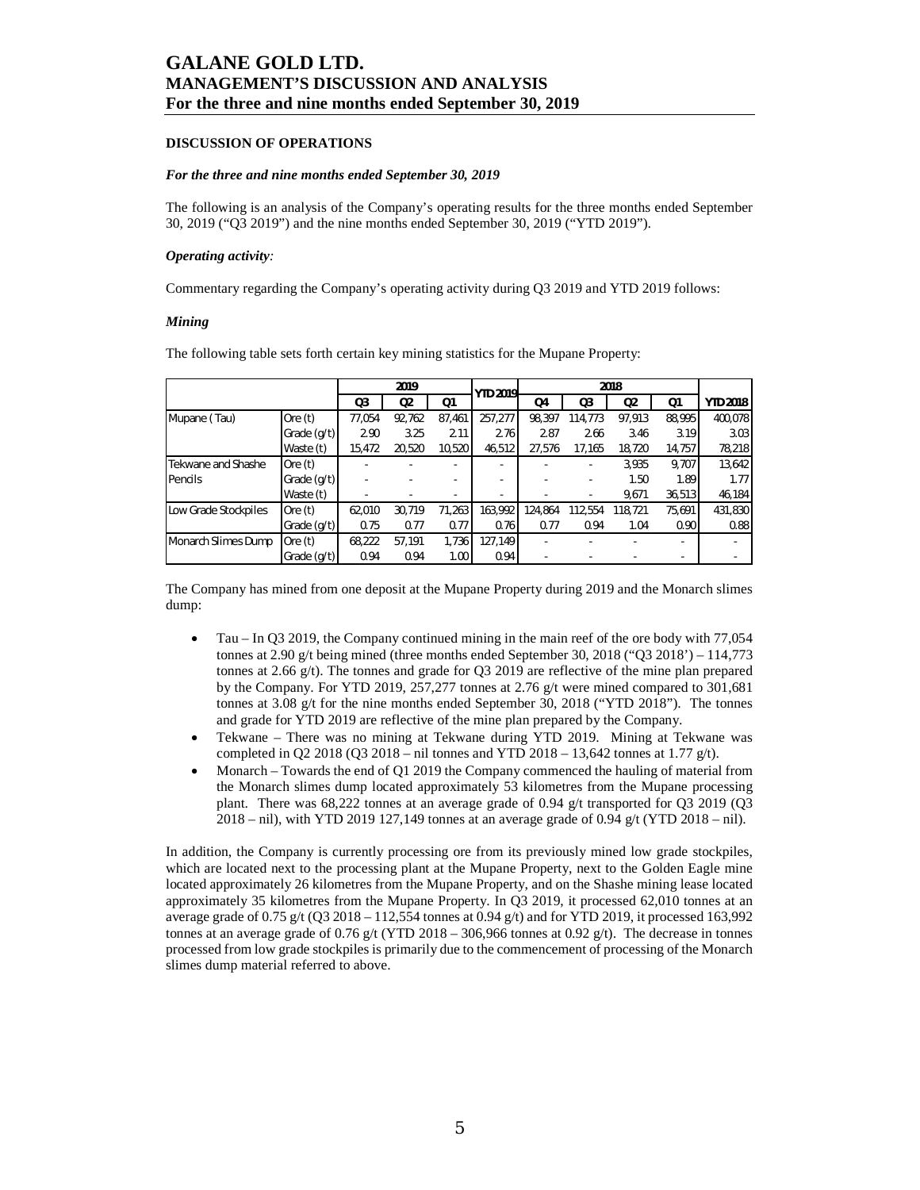## DISCUSSION OF OPERATIONS

### *For the three and nine months ended September 30, 2019*

The following is an analysis of the Company's operating results for the three months ended September 30, 2019 ("Q3 2019") and the nine months ended September 30, 2019 ("YTD 2019").

*Operating activity:*

Commentary regarding the Company's operating activity during Q3 2019 and YTD 2019 follows:

***Mining***

The following table sets forth certain key mining statistics for the Mupane Property:

| | | 2019 | | | YTD 2019 | 2018 | | | | YTD 2018 |
|---|---|---|---|---|---|---|---|---|---|---|
| | | Q3 | Q2 | Q1 | | Q4 | Q3 | Q2 | Q1 | |
| Mupane (Tau) | Ore (t) | 77,054 | 92,762 | 87,461 | 257,277 | 98,397 | 114,773 | 97,913 | 88,995 | 400,078 |
| | Grade (g/t) | 2.90 | 3.25 | 2.11 | 2.76 | 2.87 | 2.66 | 3.46 | 3.19 | 3.03 |
| | Waste (t) | 15,472 | 20,520 | 10,520 | 46,512 | 27,576 | 17,165 | 18,720 | 14,757 | 78,218 |
| Tekwane and Shashe | Ore (t) | - | - | - | - | - | - | 3,935 | 9,707 | 13,642 |
| Pencils | Grade (g/t) | - | - | - | - | - | - | 1.50 | 1.89 | 1.77 |
| | Waste (t) | - | - | - | - | - | - | 9,671 | 36,513 | 46,184 |
| Low Grade Stockpiles | Ore (t) | 62,010 | 30,719 | 71,263 | 163,992 | 124,864 | 112,554 | 118,721 | 75,691 | 431,830 |
| | Grade (g/t) | 0.75 | 0.77 | 0.77 | 0.76 | 0.77 | 0.94 | 1.04 | 0.90 | 0.88 |
| Monarch Slimes Dump | Ore (t) | 68,222 | 57,191 | 1,736 | 127,149 | - | - | - | - | - |
| | Grade (g/t) | 0.94 | 0.94 | 1.00 | 0.94 | - | - | - | - | - |

The Company has mined from one deposit at the Mupane Property during 2019 and the Monarch slimes dump:

- Tau – In Q3 2019, the Company continued mining in the main reef of the ore body with 77,054 tonnes at 2.90 g/t being mined (three months ended September 30, 2018 ("Q3 2018') – 114,773 tonnes at 2.66 g/t). The tonnes and grade for Q3 2019 are reflective of the mine plan prepared by the Company. For YTD 2019, 257,277 tonnes at 2.76 g/t were mined compared to 301,681 tonnes at 3.08 g/t for the nine months ended September 30, 2018 ("YTD 2018"). The tonnes and grade for YTD 2019 are reflective of the mine plan prepared by the Company.
- Tekwane – There was no mining at Tekwane during YTD 2019. Mining at Tekwane was completed in Q2 2018 (Q3 2018 – nil tonnes and YTD 2018 – 13,642 tonnes at 1.77 g/t).
- Monarch – Towards the end of Q1 2019 the Company commenced the hauling of material from the Monarch slimes dump located approximately 53 kilometres from the Mupane processing plant. There was 68,222 tonnes at an average grade of 0.94 g/t transported for Q3 2019 (Q3 2018 – nil), with YTD 2019 127,149 tonnes at an average grade of 0.94 g/t (YTD 2018 – nil).

In addition, the Company is currently processing ore from its previously mined low grade stockpiles, which are located next to the processing plant at the Mupane Property, next to the Golden Eagle mine located approximately 26 kilometres from the Mupane Property, and on the Shashe mining lease located approximately 35 kilometres from the Mupane Property. In Q3 2019, it processed 62,010 tonnes at an average grade of 0.75 g/t (Q3 2018 – 112,554 tonnes at 0.94 g/t) and for YTD 2019, it processed 163,992 tonnes at an average grade of 0.76 g/t (YTD 2018 – 306,966 tonnes at 0.92 g/t). The decrease in tonnes processed from low grade stockpiles is primarily due to the commencement of processing of the Monarch slimes dump material referred to above.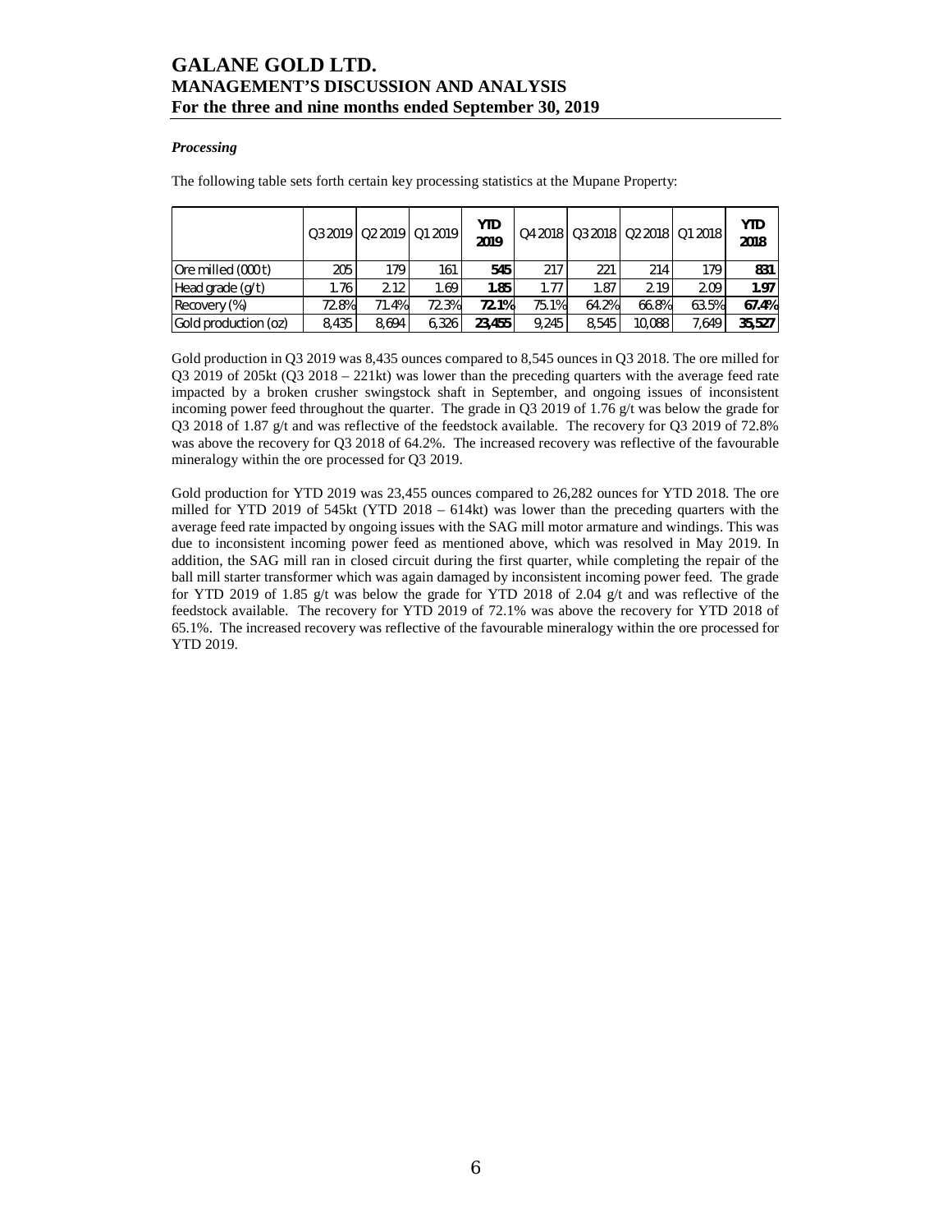### *Processing*

The following table sets forth certain key processing statistics at the Mupane Property:

| | Q3 2019 | Q2 2019 | Q1 2019 | **YTD 2019** | Q4 2018 | Q3 2018 | Q2 2018 | Q1 2018 | **YTD 2018** |
|---|---|---|---|---|---|---|---|---|---|
| Ore milled (000 t) | 205 | 179 | 161 | **545** | 217 | 221 | 214 | 179 | **831** |
| Head grade (g/t) | 1.76 | 2.12 | 1.69 | **1.85** | 1.77 | 1.87 | 2.19 | 2.09 | **1.97** |
| Recovery (%) | 72.8% | 71.4% | 72.3% | **72.1%** | 75.1% | 64.2% | 66.8% | 63.5% | **67.4%** |
| Gold production (oz) | 8,435 | 8,694 | 6,326 | **23,455** | 9,245 | 8,545 | 10,088 | 7,649 | **35,527** |

Gold production in Q3 2019 was 8,435 ounces compared to 8,545 ounces in Q3 2018. The ore milled for Q3 2019 of 205kt (Q3 2018 – 221kt) was lower than the preceding quarters with the average feed rate impacted by a broken crusher swingstock shaft in September, and ongoing issues of inconsistent incoming power feed throughout the quarter. The grade in Q3 2019 of 1.76 g/t was below the grade for Q3 2018 of 1.87 g/t and was reflective of the feedstock available. The recovery for Q3 2019 of 72.8% was above the recovery for Q3 2018 of 64.2%. The increased recovery was reflective of the favourable mineralogy within the ore processed for Q3 2019.

Gold production for YTD 2019 was 23,455 ounces compared to 26,282 ounces for YTD 2018. The ore milled for YTD 2019 of 545kt (YTD 2018 – 614kt) was lower than the preceding quarters with the average feed rate impacted by ongoing issues with the SAG mill motor armature and windings. This was due to inconsistent incoming power feed as mentioned above, which was resolved in May 2019. In addition, the SAG mill ran in closed circuit during the first quarter, while completing the repair of the ball mill starter transformer which was again damaged by inconsistent incoming power feed. The grade for YTD 2019 of 1.85 g/t was below the grade for YTD 2018 of 2.04 g/t and was reflective of the feedstock available. The recovery for YTD 2019 of 72.1% was above the recovery for YTD 2018 of 65.1%. The increased recovery was reflective of the favourable mineralogy within the ore processed for YTD 2019.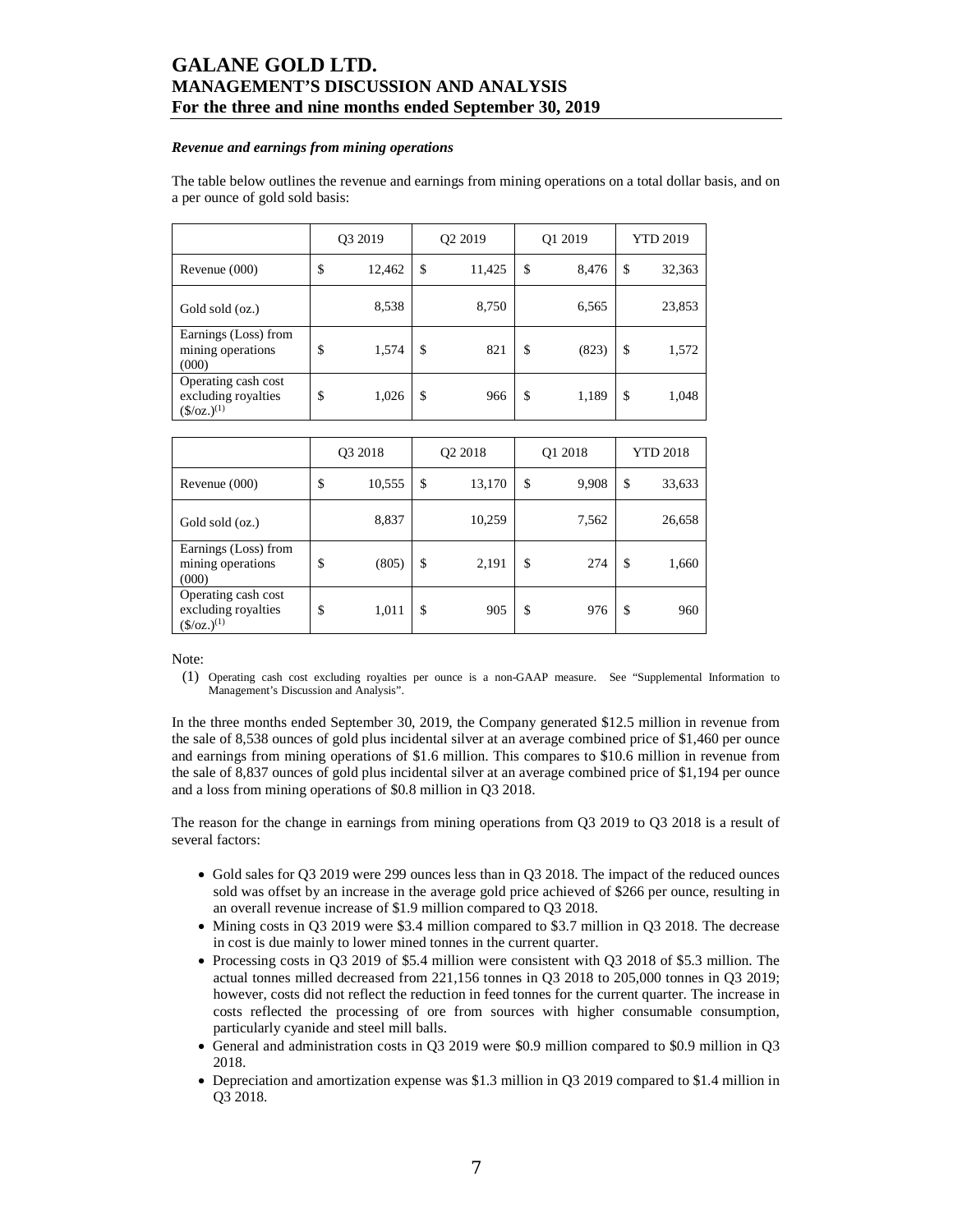# GALANE GOLD LTD.
## MANAGEMENT'S DISCUSSION AND ANALYSIS
### For the three and nine months ended September 30, 2019

***Revenue and earnings from mining operations***

The table below outlines the revenue and earnings from mining operations on a total dollar basis, and on a per ounce of gold sold basis:

| | Q3 2019 | Q2 2019 | Q1 2019 | YTD 2019 |
|---|---|---|---|---|
| Revenue (000) | $ 12,462 | $ 11,425 | $ 8,476 | $ 32,363 |
| Gold sold (oz.) | 8,538 | 8,750 | 6,565 | 23,853 |
| Earnings (Loss) from mining operations (000) | $ 1,574 | $ 821 | $ (823) | $ 1,572 |
| Operating cash cost excluding royalties ($/oz.)(1) | $ 1,026 | $ 966 | $ 1,189 | $ 1,048 |

| | Q3 2018 | Q2 2018 | Q1 2018 | YTD 2018 |
|---|---|---|---|---|
| Revenue (000) | $ 10,555 | $ 13,170 | $ 9,908 | $ 33,633 |
| Gold sold (oz.) | 8,837 | 10,259 | 7,562 | 26,658 |
| Earnings (Loss) from mining operations (000) | $ (805) | $ 2,191 | $ 274 | $ 1,660 |
| Operating cash cost excluding royalties ($/oz.)(1) | $ 1,011 | $ 905 | $ 976 | $ 960 |

Note:

(1) Operating cash cost excluding royalties per ounce is a non-GAAP measure. See "Supplemental Information to Management's Discussion and Analysis".

In the three months ended September 30, 2019, the Company generated $12.5 million in revenue from the sale of 8,538 ounces of gold plus incidental silver at an average combined price of $1,460 per ounce and earnings from mining operations of $1.6 million. This compares to $10.6 million in revenue from the sale of 8,837 ounces of gold plus incidental silver at an average combined price of $1,194 per ounce and a loss from mining operations of $0.8 million in Q3 2018.

The reason for the change in earnings from mining operations from Q3 2019 to Q3 2018 is a result of several factors:

- Gold sales for Q3 2019 were 299 ounces less than in Q3 2018. The impact of the reduced ounces sold was offset by an increase in the average gold price achieved of $266 per ounce, resulting in an overall revenue increase of $1.9 million compared to Q3 2018.
- Mining costs in Q3 2019 were $3.4 million compared to $3.7 million in Q3 2018. The decrease in cost is due mainly to lower mined tonnes in the current quarter.
- Processing costs in Q3 2019 of $5.4 million were consistent with Q3 2018 of $5.3 million. The actual tonnes milled decreased from 221,156 tonnes in Q3 2018 to 205,000 tonnes in Q3 2019; however, costs did not reflect the reduction in feed tonnes for the current quarter. The increase in costs reflected the processing of ore from sources with higher consumable consumption, particularly cyanide and steel mill balls.
- General and administration costs in Q3 2019 were $0.9 million compared to $0.9 million in Q3 2018.
- Depreciation and amortization expense was $1.3 million in Q3 2019 compared to $1.4 million in Q3 2018.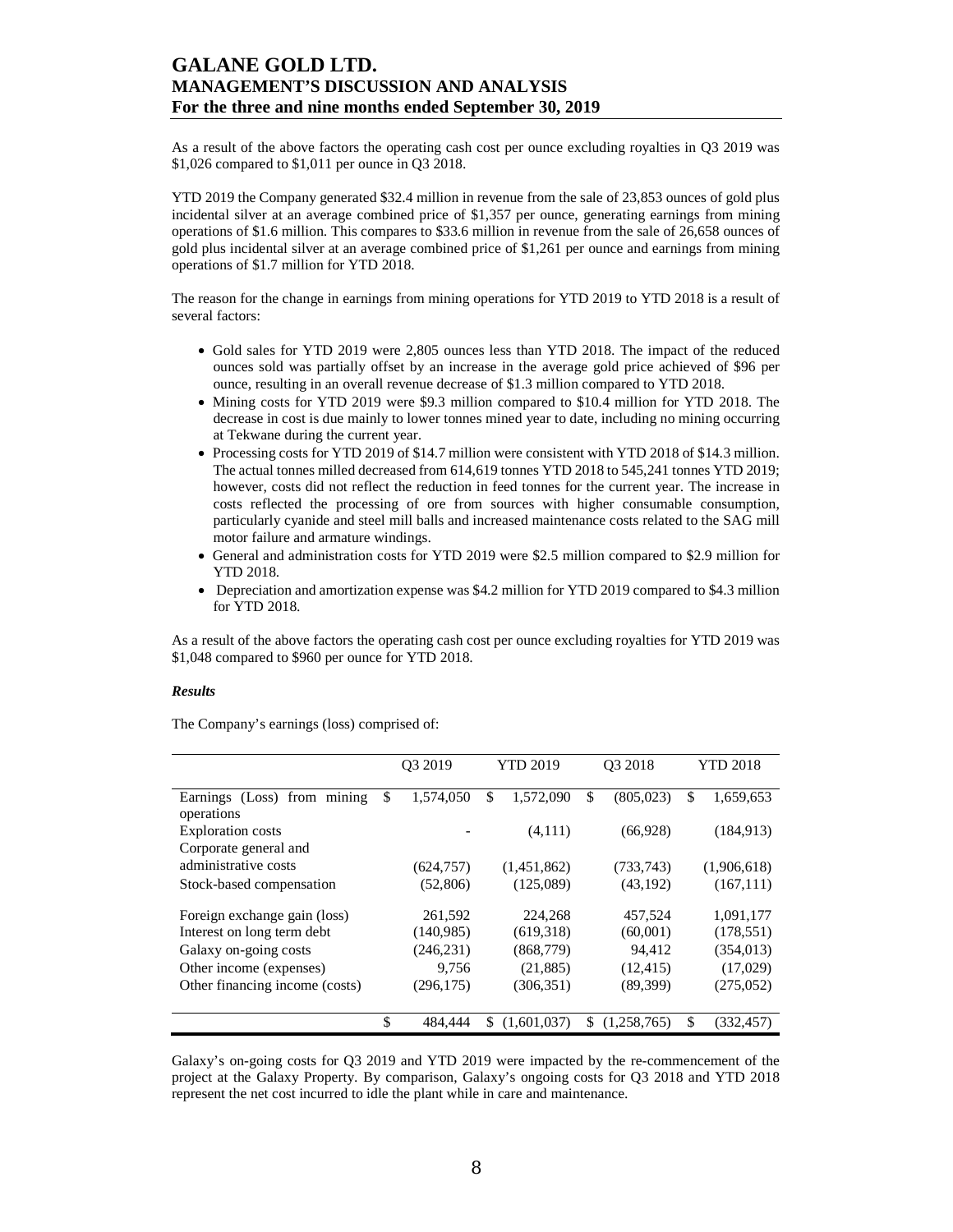As a result of the above factors the operating cash cost per ounce excluding royalties in Q3 2019 was $1,026 compared to $1,011 per ounce in Q3 2018.

YTD 2019 the Company generated $32.4 million in revenue from the sale of 23,853 ounces of gold plus incidental silver at an average combined price of $1,357 per ounce, generating earnings from mining operations of $1.6 million. This compares to $33.6 million in revenue from the sale of 26,658 ounces of gold plus incidental silver at an average combined price of $1,261 per ounce and earnings from mining operations of $1.7 million for YTD 2018.

The reason for the change in earnings from mining operations for YTD 2019 to YTD 2018 is a result of several factors:

- Gold sales for YTD 2019 were 2,805 ounces less than YTD 2018. The impact of the reduced ounces sold was partially offset by an increase in the average gold price achieved of $96 per ounce, resulting in an overall revenue decrease of $1.3 million compared to YTD 2018.
- Mining costs for YTD 2019 were $9.3 million compared to $10.4 million for YTD 2018. The decrease in cost is due mainly to lower tonnes mined year to date, including no mining occurring at Tekwane during the current year.
- Processing costs for YTD 2019 of $14.7 million were consistent with YTD 2018 of $14.3 million. The actual tonnes milled decreased from 614,619 tonnes YTD 2018 to 545,241 tonnes YTD 2019; however, costs did not reflect the reduction in feed tonnes for the current year. The increase in costs reflected the processing of ore from sources with higher consumable consumption, particularly cyanide and steel mill balls and increased maintenance costs related to the SAG mill motor failure and armature windings.
- General and administration costs for YTD 2019 were $2.5 million compared to $2.9 million for YTD 2018.
- Depreciation and amortization expense was $4.2 million for YTD 2019 compared to $4.3 million for YTD 2018.

As a result of the above factors the operating cash cost per ounce excluding royalties for YTD 2019 was $1,048 compared to $960 per ounce for YTD 2018.

***Results***

The Company's earnings (loss) comprised of:

| | Q3 2019 | YTD 2019 | Q3 2018 | YTD 2018 |
|---|---|---|---|---|
| Earnings (Loss) from mining operations | $ 1,574,050 | $ 1,572,090 | $ (805,023) | $ 1,659,653 |
| Exploration costs | - | (4,111) | (66,928) | (184,913) |
| Corporate general and administrative costs | (624,757) | (1,451,862) | (733,743) | (1,906,618) |
| Stock-based compensation | (52,806) | (125,089) | (43,192) | (167,111) |
| Foreign exchange gain (loss) | 261,592 | 224,268 | 457,524 | 1,091,177 |
| Interest on long term debt | (140,985) | (619,318) | (60,001) | (178,551) |
| Galaxy on-going costs | (246,231) | (868,779) | 94,412 | (354,013) |
| Other income (expenses) | 9,756 | (21,885) | (12,415) | (17,029) |
| Other financing income (costs) | (296,175) | (306,351) | (89,399) | (275,052) |
| | $ 484,444 | $ (1,601,037) | $ (1,258,765) | $ (332,457) |

Galaxy's on-going costs for Q3 2019 and YTD 2019 were impacted by the re-commencement of the project at the Galaxy Property. By comparison, Galaxy's ongoing costs for Q3 2018 and YTD 2018 represent the net cost incurred to idle the plant while in care and maintenance.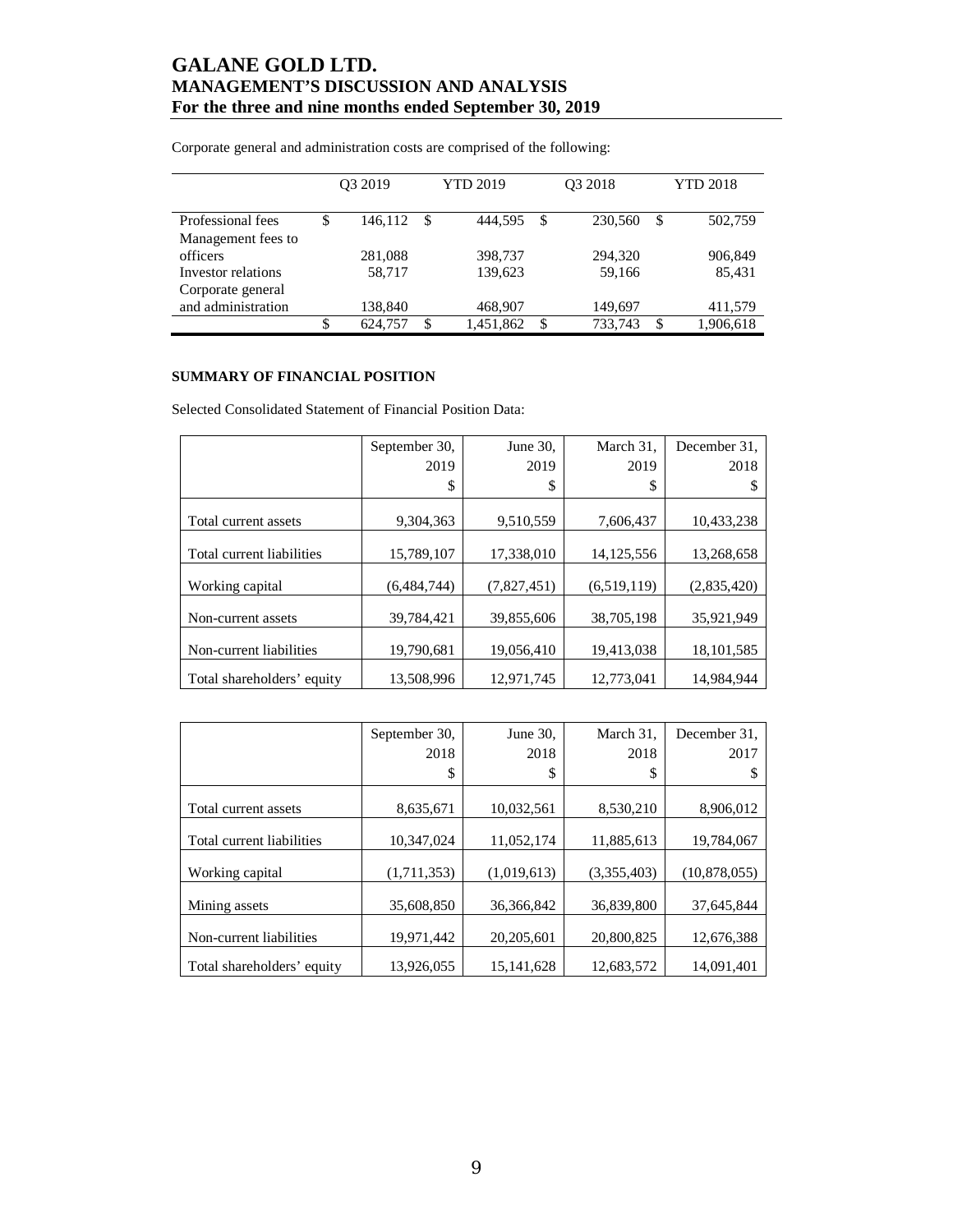Corporate general and administration costs are comprised of the following:

| | Q3 2019 | YTD 2019 | Q3 2018 | YTD 2018 |
|---|---|---|---|---|
| Professional fees | $ 146,112 | $ 444,595 | $ 230,560 | $ 502,759 |
| Management fees to officers | 281,088 | 398,737 | 294,320 | 906,849 |
| Investor relations | 58,717 | 139,623 | 59,166 | 85,431 |
| Corporate general and administration | 138,840 | 468,907 | 149,697 | 411,579 |
| | $ 624,757 | $ 1,451,862 | $ 733,743 | $ 1,906,618 |

**SUMMARY OF FINANCIAL POSITION**

Selected Consolidated Statement of Financial Position Data:

| | September 30, 2019 $ | June 30, 2019 $ | March 31, 2019 $ | December 31, 2018 $ |
|---|---|---|---|---|
| Total current assets | 9,304,363 | 9,510,559 | 7,606,437 | 10,433,238 |
| Total current liabilities | 15,789,107 | 17,338,010 | 14,125,556 | 13,268,658 |
| Working capital | (6,484,744) | (7,827,451) | (6,519,119) | (2,835,420) |
| Non-current assets | 39,784,421 | 39,855,606 | 38,705,198 | 35,921,949 |
| Non-current liabilities | 19,790,681 | 19,056,410 | 19,413,038 | 18,101,585 |
| Total shareholders' equity | 13,508,996 | 12,971,745 | 12,773,041 | 14,984,944 |

| | September 30, 2018 $ | June 30, 2018 $ | March 31, 2018 $ | December 31, 2017 $ |
|---|---|---|---|---|
| Total current assets | 8,635,671 | 10,032,561 | 8,530,210 | 8,906,012 |
| Total current liabilities | 10,347,024 | 11,052,174 | 11,885,613 | 19,784,067 |
| Working capital | (1,711,353) | (1,019,613) | (3,355,403) | (10,878,055) |
| Mining assets | 35,608,850 | 36,366,842 | 36,839,800 | 37,645,844 |
| Non-current liabilities | 19,971,442 | 20,205,601 | 20,800,825 | 12,676,388 |
| Total shareholders' equity | 13,926,055 | 15,141,628 | 12,683,572 | 14,091,401 |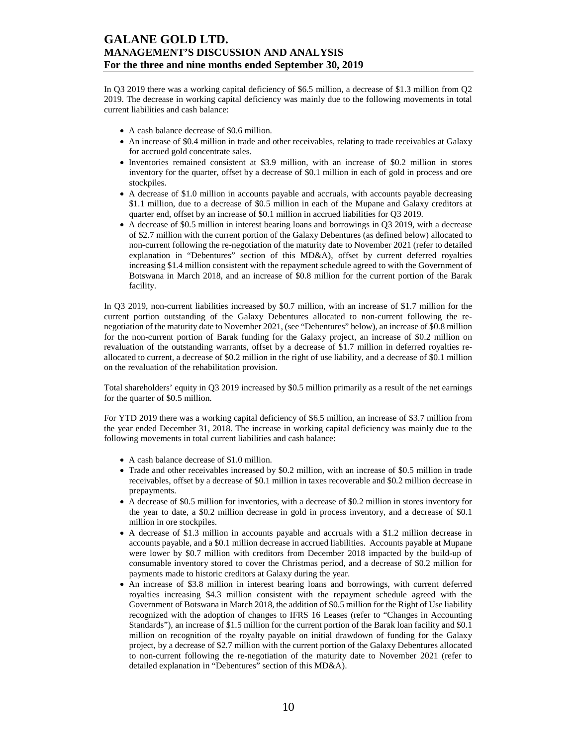In Q3 2019 there was a working capital deficiency of $6.5 million, a decrease of $1.3 million from Q2 2019. The decrease in working capital deficiency was mainly due to the following movements in total current liabilities and cash balance:

- A cash balance decrease of $0.6 million.
- An increase of $0.4 million in trade and other receivables, relating to trade receivables at Galaxy for accrued gold concentrate sales.
- Inventories remained consistent at $3.9 million, with an increase of $0.2 million in stores inventory for the quarter, offset by a decrease of $0.1 million in each of gold in process and ore stockpiles.
- A decrease of $1.0 million in accounts payable and accruals, with accounts payable decreasing $1.1 million, due to a decrease of $0.5 million in each of the Mupane and Galaxy creditors at quarter end, offset by an increase of $0.1 million in accrued liabilities for Q3 2019.
- A decrease of $0.5 million in interest bearing loans and borrowings in Q3 2019, with a decrease of $2.7 million with the current portion of the Galaxy Debentures (as defined below) allocated to non-current following the re-negotiation of the maturity date to November 2021 (refer to detailed explanation in "Debentures" section of this MD&A), offset by current deferred royalties increasing $1.4 million consistent with the repayment schedule agreed to with the Government of Botswana in March 2018, and an increase of $0.8 million for the current portion of the Barak facility.

In Q3 2019, non-current liabilities increased by $0.7 million, with an increase of $1.7 million for the current portion outstanding of the Galaxy Debentures allocated to non-current following the re-negotiation of the maturity date to November 2021, (see "Debentures" below), an increase of $0.8 million for the non-current portion of Barak funding for the Galaxy project, an increase of $0.2 million on revaluation of the outstanding warrants, offset by a decrease of $1.7 million in deferred royalties re-allocated to current, a decrease of $0.2 million in the right of use liability, and a decrease of $0.1 million on the revaluation of the rehabilitation provision.

Total shareholders' equity in Q3 2019 increased by $0.5 million primarily as a result of the net earnings for the quarter of $0.5 million.

For YTD 2019 there was a working capital deficiency of $6.5 million, an increase of $3.7 million from the year ended December 31, 2018. The increase in working capital deficiency was mainly due to the following movements in total current liabilities and cash balance:

- A cash balance decrease of $1.0 million.
- Trade and other receivables increased by $0.2 million, with an increase of $0.5 million in trade receivables, offset by a decrease of $0.1 million in taxes recoverable and $0.2 million decrease in prepayments.
- A decrease of $0.5 million for inventories, with a decrease of $0.2 million in stores inventory for the year to date, a $0.2 million decrease in gold in process inventory, and a decrease of $0.1 million in ore stockpiles.
- A decrease of $1.3 million in accounts payable and accruals with a $1.2 million decrease in accounts payable, and a $0.1 million decrease in accrued liabilities. Accounts payable at Mupane were lower by $0.7 million with creditors from December 2018 impacted by the build-up of consumable inventory stored to cover the Christmas period, and a decrease of $0.2 million for payments made to historic creditors at Galaxy during the year.
- An increase of $3.8 million in interest bearing loans and borrowings, with current deferred royalties increasing $4.3 million consistent with the repayment schedule agreed with the Government of Botswana in March 2018, the addition of $0.5 million for the Right of Use liability recognized with the adoption of changes to IFRS 16 Leases (refer to "Changes in Accounting Standards"), an increase of $1.5 million for the current portion of the Barak loan facility and $0.1 million on recognition of the royalty payable on initial drawdown of funding for the Galaxy project, by a decrease of $2.7 million with the current portion of the Galaxy Debentures allocated to non-current following the re-negotiation of the maturity date to November 2021 (refer to detailed explanation in "Debentures" section of this MD&A).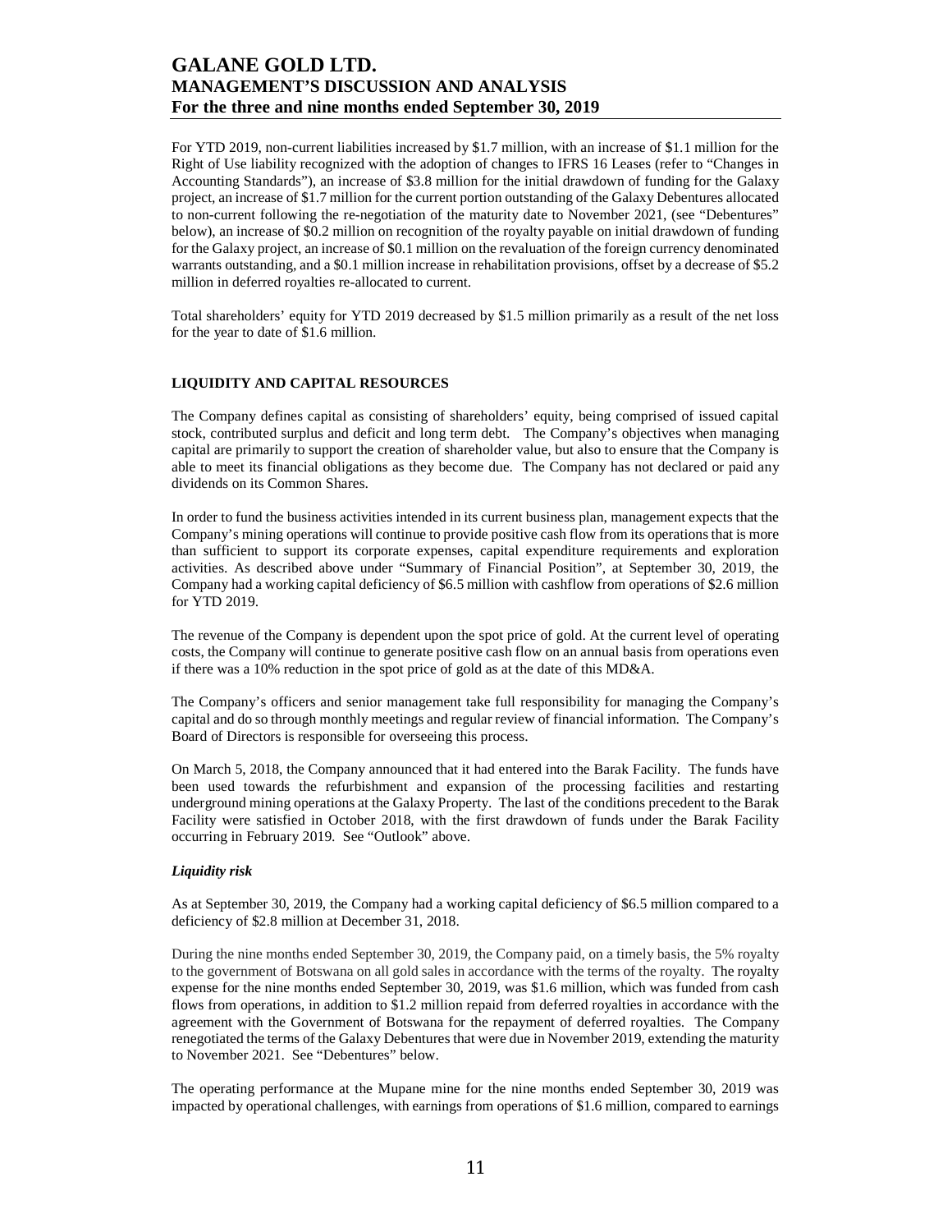For YTD 2019, non-current liabilities increased by $1.7 million, with an increase of $1.1 million for the Right of Use liability recognized with the adoption of changes to IFRS 16 Leases (refer to "Changes in Accounting Standards"), an increase of $3.8 million for the initial drawdown of funding for the Galaxy project, an increase of $1.7 million for the current portion outstanding of the Galaxy Debentures allocated to non-current following the re-negotiation of the maturity date to November 2021, (see "Debentures" below), an increase of $0.2 million on recognition of the royalty payable on initial drawdown of funding for the Galaxy project, an increase of $0.1 million on the revaluation of the foreign currency denominated warrants outstanding, and a $0.1 million increase in rehabilitation provisions, offset by a decrease of $5.2 million in deferred royalties re-allocated to current.

Total shareholders' equity for YTD 2019 decreased by $1.5 million primarily as a result of the net loss for the year to date of $1.6 million.

## LIQUIDITY AND CAPITAL RESOURCES

The Company defines capital as consisting of shareholders' equity, being comprised of issued capital stock, contributed surplus and deficit and long term debt. The Company's objectives when managing capital are primarily to support the creation of shareholder value, but also to ensure that the Company is able to meet its financial obligations as they become due. The Company has not declared or paid any dividends on its Common Shares.

In order to fund the business activities intended in its current business plan, management expects that the Company's mining operations will continue to provide positive cash flow from its operations that is more than sufficient to support its corporate expenses, capital expenditure requirements and exploration activities. As described above under "Summary of Financial Position", at September 30, 2019, the Company had a working capital deficiency of $6.5 million with cashflow from operations of $2.6 million for YTD 2019.

The revenue of the Company is dependent upon the spot price of gold. At the current level of operating costs, the Company will continue to generate positive cash flow on an annual basis from operations even if there was a 10% reduction in the spot price of gold as at the date of this MD&A.

The Company's officers and senior management take full responsibility for managing the Company's capital and do so through monthly meetings and regular review of financial information. The Company's Board of Directors is responsible for overseeing this process.

On March 5, 2018, the Company announced that it had entered into the Barak Facility. The funds have been used towards the refurbishment and expansion of the processing facilities and restarting underground mining operations at the Galaxy Property. The last of the conditions precedent to the Barak Facility were satisfied in October 2018, with the first drawdown of funds under the Barak Facility occurring in February 2019. See "Outlook" above.

### *Liquidity risk*

As at September 30, 2019, the Company had a working capital deficiency of $6.5 million compared to a deficiency of $2.8 million at December 31, 2018.

During the nine months ended September 30, 2019, the Company paid, on a timely basis, the 5% royalty to the government of Botswana on all gold sales in accordance with the terms of the royalty. The royalty expense for the nine months ended September 30, 2019, was $1.6 million, which was funded from cash flows from operations, in addition to $1.2 million repaid from deferred royalties in accordance with the agreement with the Government of Botswana for the repayment of deferred royalties. The Company renegotiated the terms of the Galaxy Debentures that were due in November 2019, extending the maturity to November 2021. See "Debentures" below.

The operating performance at the Mupane mine for the nine months ended September 30, 2019 was impacted by operational challenges, with earnings from operations of $1.6 million, compared to earnings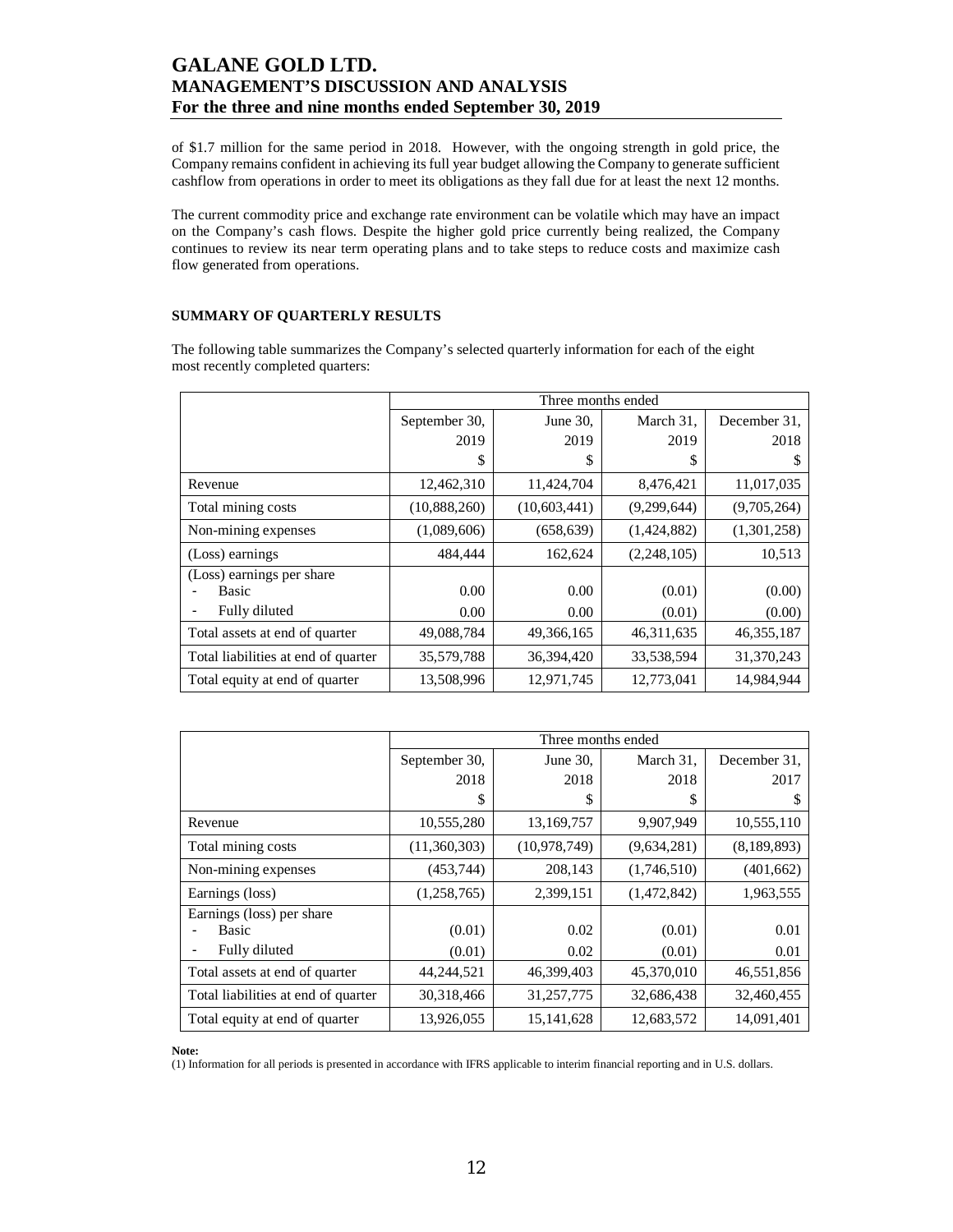of $1.7 million for the same period in 2018. However, with the ongoing strength in gold price, the Company remains confident in achieving its full year budget allowing the Company to generate sufficient cashflow from operations in order to meet its obligations as they fall due for at least the next 12 months.

The current commodity price and exchange rate environment can be volatile which may have an impact on the Company's cash flows. Despite the higher gold price currently being realized, the Company continues to review its near term operating plans and to take steps to reduce costs and maximize cash flow generated from operations.

## SUMMARY OF QUARTERLY RESULTS

The following table summarizes the Company's selected quarterly information for each of the eight most recently completed quarters:

| | Three months ended | | | |
|---|---|---|---|---|
| | September 30, 2019 $ | June 30, 2019 $ | March 31, 2019 $ | December 31, 2018 $ |
| Revenue | 12,462,310 | 11,424,704 | 8,476,421 | 11,017,035 |
| Total mining costs | (10,888,260) | (10,603,441) | (9,299,644) | (9,705,264) |
| Non-mining expenses | (1,089,606) | (658,639) | (1,424,882) | (1,301,258) |
| (Loss) earnings | 484,444 | 162,624 | (2,248,105) | 10,513 |
| (Loss) earnings per share<br>- Basic | 0.00 | 0.00 | (0.01) | (0.00) |
| - Fully diluted | 0.00 | 0.00 | (0.01) | (0.00) |
| Total assets at end of quarter | 49,088,784 | 49,366,165 | 46,311,635 | 46,355,187 |
| Total liabilities at end of quarter | 35,579,788 | 36,394,420 | 33,538,594 | 31,370,243 |
| Total equity at end of quarter | 13,508,996 | 12,971,745 | 12,773,041 | 14,984,944 |

| | Three months ended | | | |
|---|---|---|---|---|
| | September 30, 2018 $ | June 30, 2018 $ | March 31, 2018 $ | December 31, 2017 $ |
| Revenue | 10,555,280 | 13,169,757 | 9,907,949 | 10,555,110 |
| Total mining costs | (11,360,303) | (10,978,749) | (9,634,281) | (8,189,893) |
| Non-mining expenses | (453,744) | 208,143 | (1,746,510) | (401,662) |
| Earnings (loss) | (1,258,765) | 2,399,151 | (1,472,842) | 1,963,555 |
| Earnings (loss) per share<br>- Basic | (0.01) | 0.02 | (0.01) | 0.01 |
| - Fully diluted | (0.01) | 0.02 | (0.01) | 0.01 |
| Total assets at end of quarter | 44,244,521 | 46,399,403 | 45,370,010 | 46,551,856 |
| Total liabilities at end of quarter | 30,318,466 | 31,257,775 | 32,686,438 | 32,460,455 |
| Total equity at end of quarter | 13,926,055 | 15,141,628 | 12,683,572 | 14,091,401 |

**Note:**
(1) Information for all periods is presented in accordance with IFRS applicable to interim financial reporting and in U.S. dollars.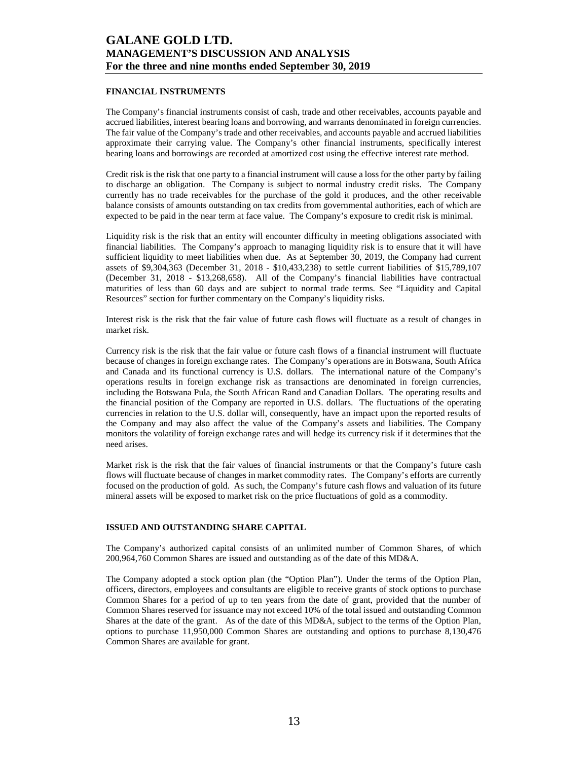## FINANCIAL INSTRUMENTS

The Company's financial instruments consist of cash, trade and other receivables, accounts payable and accrued liabilities, interest bearing loans and borrowing, and warrants denominated in foreign currencies. The fair value of the Company's trade and other receivables, and accounts payable and accrued liabilities approximate their carrying value. The Company's other financial instruments, specifically interest bearing loans and borrowings are recorded at amortized cost using the effective interest rate method.

Credit risk is the risk that one party to a financial instrument will cause a loss for the other party by failing to discharge an obligation. The Company is subject to normal industry credit risks. The Company currently has no trade receivables for the purchase of the gold it produces, and the other receivable balance consists of amounts outstanding on tax credits from governmental authorities, each of which are expected to be paid in the near term at face value. The Company's exposure to credit risk is minimal.

Liquidity risk is the risk that an entity will encounter difficulty in meeting obligations associated with financial liabilities. The Company's approach to managing liquidity risk is to ensure that it will have sufficient liquidity to meet liabilities when due. As at September 30, 2019, the Company had current assets of $9,304,363 (December 31, 2018 - $10,433,238) to settle current liabilities of $15,789,107 (December 31, 2018 - $13,268,658). All of the Company's financial liabilities have contractual maturities of less than 60 days and are subject to normal trade terms. See "Liquidity and Capital Resources" section for further commentary on the Company's liquidity risks.

Interest risk is the risk that the fair value of future cash flows will fluctuate as a result of changes in market risk.

Currency risk is the risk that the fair value or future cash flows of a financial instrument will fluctuate because of changes in foreign exchange rates. The Company's operations are in Botswana, South Africa and Canada and its functional currency is U.S. dollars. The international nature of the Company's operations results in foreign exchange risk as transactions are denominated in foreign currencies, including the Botswana Pula, the South African Rand and Canadian Dollars. The operating results and the financial position of the Company are reported in U.S. dollars. The fluctuations of the operating currencies in relation to the U.S. dollar will, consequently, have an impact upon the reported results of the Company and may also affect the value of the Company's assets and liabilities. The Company monitors the volatility of foreign exchange rates and will hedge its currency risk if it determines that the need arises.

Market risk is the risk that the fair values of financial instruments or that the Company's future cash flows will fluctuate because of changes in market commodity rates. The Company's efforts are currently focused on the production of gold. As such, the Company's future cash flows and valuation of its future mineral assets will be exposed to market risk on the price fluctuations of gold as a commodity.

## ISSUED AND OUTSTANDING SHARE CAPITAL

The Company's authorized capital consists of an unlimited number of Common Shares, of which 200,964,760 Common Shares are issued and outstanding as of the date of this MD&A.

The Company adopted a stock option plan (the "Option Plan"). Under the terms of the Option Plan, officers, directors, employees and consultants are eligible to receive grants of stock options to purchase Common Shares for a period of up to ten years from the date of grant, provided that the number of Common Shares reserved for issuance may not exceed 10% of the total issued and outstanding Common Shares at the date of the grant. As of the date of this MD&A, subject to the terms of the Option Plan, options to purchase 11,950,000 Common Shares are outstanding and options to purchase 8,130,476 Common Shares are available for grant.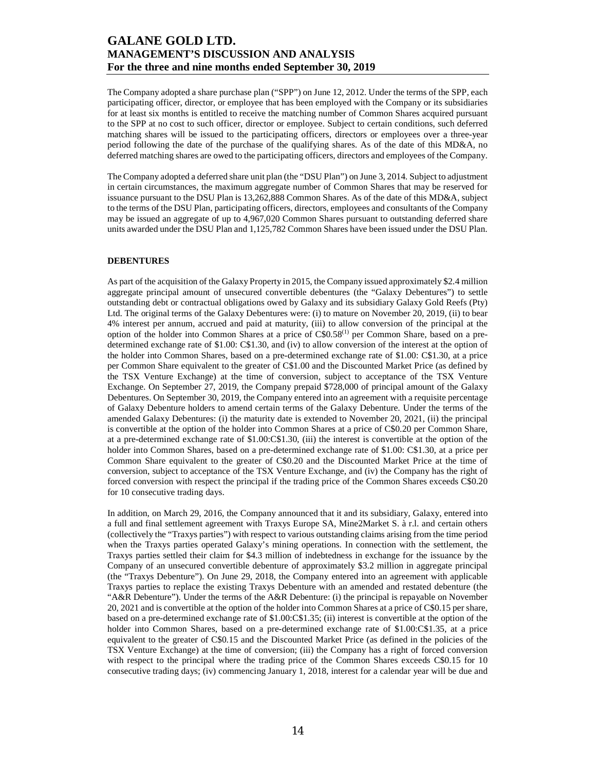The Company adopted a share purchase plan ("SPP") on June 12, 2012. Under the terms of the SPP, each participating officer, director, or employee that has been employed with the Company or its subsidiaries for at least six months is entitled to receive the matching number of Common Shares acquired pursuant to the SPP at no cost to such officer, director or employee. Subject to certain conditions, such deferred matching shares will be issued to the participating officers, directors or employees over a three-year period following the date of the purchase of the qualifying shares. As of the date of this MD&A, no deferred matching shares are owed to the participating officers, directors and employees of the Company.

The Company adopted a deferred share unit plan (the "DSU Plan") on June 3, 2014. Subject to adjustment in certain circumstances, the maximum aggregate number of Common Shares that may be reserved for issuance pursuant to the DSU Plan is 13,262,888 Common Shares. As of the date of this MD&A, subject to the terms of the DSU Plan, participating officers, directors, employees and consultants of the Company may be issued an aggregate of up to 4,967,020 Common Shares pursuant to outstanding deferred share units awarded under the DSU Plan and 1,125,782 Common Shares have been issued under the DSU Plan.

**DEBENTURES**

As part of the acquisition of the Galaxy Property in 2015, the Company issued approximately $2.4 million aggregate principal amount of unsecured convertible debentures (the "Galaxy Debentures") to settle outstanding debt or contractual obligations owed by Galaxy and its subsidiary Galaxy Gold Reefs (Pty) Ltd. The original terms of the Galaxy Debentures were: (i) to mature on November 20, 2019, (ii) to bear 4% interest per annum, accrued and paid at maturity, (iii) to allow conversion of the principal at the option of the holder into Common Shares at a price of C$0.58[1] per Common Share, based on a pre-determined exchange rate of $1.00: C$1.30, and (iv) to allow conversion of the interest at the option of the holder into Common Shares, based on a pre-determined exchange rate of $1.00: C$1.30, at a price per Common Share equivalent to the greater of C$1.00 and the Discounted Market Price (as defined by the TSX Venture Exchange) at the time of conversion, subject to acceptance of the TSX Venture Exchange. On September 27, 2019, the Company prepaid $728,000 of principal amount of the Galaxy Debentures. On September 30, 2019, the Company entered into an agreement with a requisite percentage of Galaxy Debenture holders to amend certain terms of the Galaxy Debenture. Under the terms of the amended Galaxy Debentures: (i) the maturity date is extended to November 20, 2021, (ii) the principal is convertible at the option of the holder into Common Shares at a price of C$0.20 per Common Share, at a pre-determined exchange rate of $1.00:C$1.30, (iii) the interest is convertible at the option of the holder into Common Shares, based on a pre-determined exchange rate of $1.00: C$1.30, at a price per Common Share equivalent to the greater of C$0.20 and the Discounted Market Price at the time of conversion, subject to acceptance of the TSX Venture Exchange, and (iv) the Company has the right of forced conversion with respect the principal if the trading price of the Common Shares exceeds C$0.20 for 10 consecutive trading days.

In addition, on March 29, 2016, the Company announced that it and its subsidiary, Galaxy, entered into a full and final settlement agreement with Traxys Europe SA, Mine2Market S. à r.l. and certain others (collectively the "Traxys parties") with respect to various outstanding claims arising from the time period when the Traxys parties operated Galaxy's mining operations. In connection with the settlement, the Traxys parties settled their claim for $4.3 million of indebtedness in exchange for the issuance by the Company of an unsecured convertible debenture of approximately $3.2 million in aggregate principal (the "Traxys Debenture"). On June 29, 2018, the Company entered into an agreement with applicable Traxys parties to replace the existing Traxys Debenture with an amended and restated debenture (the "A&R Debenture"). Under the terms of the A&R Debenture: (i) the principal is repayable on November 20, 2021 and is convertible at the option of the holder into Common Shares at a price of C$0.15 per share, based on a pre-determined exchange rate of $1.00:C$1.35; (ii) interest is convertible at the option of the holder into Common Shares, based on a pre-determined exchange rate of $1.00:C$1.35, at a price equivalent to the greater of C$0.15 and the Discounted Market Price (as defined in the policies of the TSX Venture Exchange) at the time of conversion; (iii) the Company has a right of forced conversion with respect to the principal where the trading price of the Common Shares exceeds C$0.15 for 10 consecutive trading days; (iv) commencing January 1, 2018, interest for a calendar year will be due and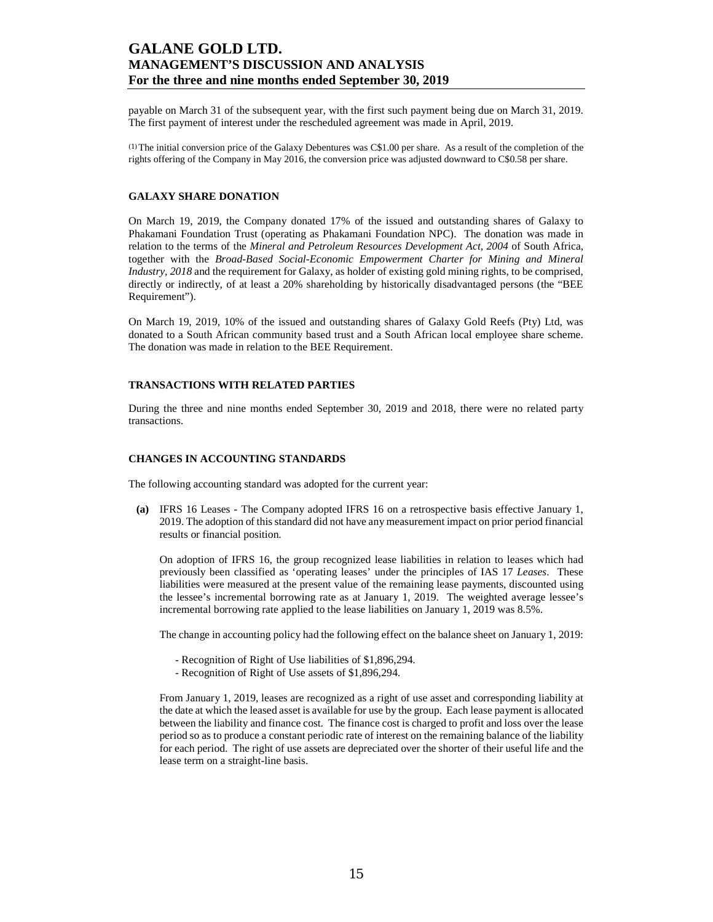payable on March 31 of the subsequent year, with the first such payment being due on March 31, 2019. The first payment of interest under the rescheduled agreement was made in April, 2019.

(1) The initial conversion price of the Galaxy Debentures was C$1.00 per share. As a result of the completion of the rights offering of the Company in May 2016, the conversion price was adjusted downward to C$0.58 per share.

## GALAXY SHARE DONATION

On March 19, 2019, the Company donated 17% of the issued and outstanding shares of Galaxy to Phakamani Foundation Trust (operating as Phakamani Foundation NPC). The donation was made in relation to the terms of the *Mineral and Petroleum Resources Development Act, 2004* of South Africa, together with the *Broad-Based Social-Economic Empowerment Charter for Mining and Mineral Industry, 2018* and the requirement for Galaxy, as holder of existing gold mining rights, to be comprised, directly or indirectly, of at least a 20% shareholding by historically disadvantaged persons (the "BEE Requirement").

On March 19, 2019, 10% of the issued and outstanding shares of Galaxy Gold Reefs (Pty) Ltd, was donated to a South African community based trust and a South African local employee share scheme. The donation was made in relation to the BEE Requirement.

## TRANSACTIONS WITH RELATED PARTIES

During the three and nine months ended September 30, 2019 and 2018, there were no related party transactions.

## CHANGES IN ACCOUNTING STANDARDS

The following accounting standard was adopted for the current year:

**(a)** IFRS 16 Leases - The Company adopted IFRS 16 on a retrospective basis effective January 1, 2019. The adoption of this standard did not have any measurement impact on prior period financial results or financial position.

On adoption of IFRS 16, the group recognized lease liabilities in relation to leases which had previously been classified as 'operating leases' under the principles of IAS 17 *Leases*. These liabilities were measured at the present value of the remaining lease payments, discounted using the lessee's incremental borrowing rate as at January 1, 2019. The weighted average lessee's incremental borrowing rate applied to the lease liabilities on January 1, 2019 was 8.5%.

The change in accounting policy had the following effect on the balance sheet on January 1, 2019:

- Recognition of Right of Use liabilities of $1,896,294.
- Recognition of Right of Use assets of $1,896,294.

From January 1, 2019, leases are recognized as a right of use asset and corresponding liability at the date at which the leased asset is available for use by the group. Each lease payment is allocated between the liability and finance cost. The finance cost is charged to profit and loss over the lease period so as to produce a constant periodic rate of interest on the remaining balance of the liability for each period. The right of use assets are depreciated over the shorter of their useful life and the lease term on a straight-line basis.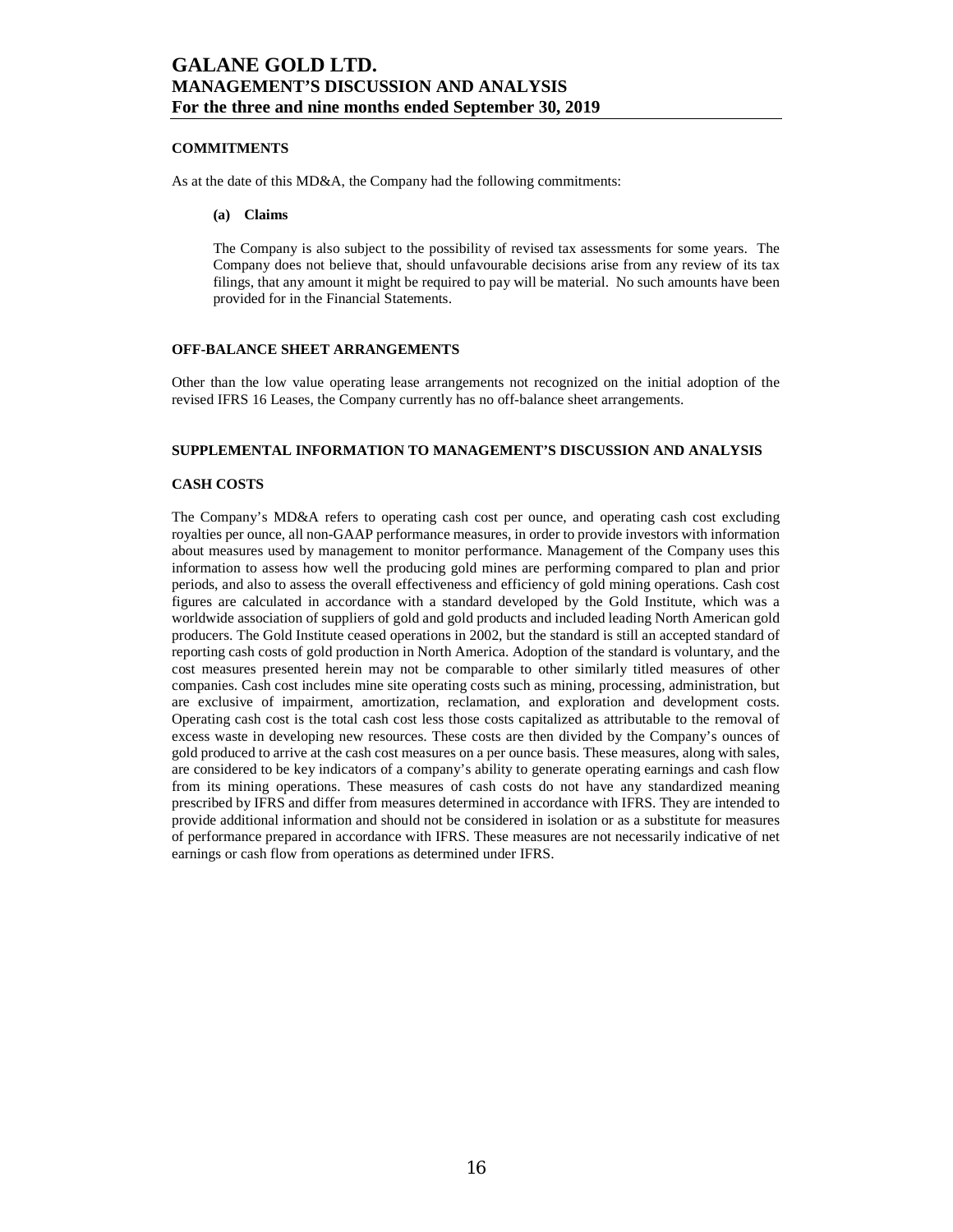## COMMITMENTS

As at the date of this MD&A, the Company had the following commitments:

**(a) Claims**

The Company is also subject to the possibility of revised tax assessments for some years. The Company does not believe that, should unfavourable decisions arise from any review of its tax filings, that any amount it might be required to pay will be material. No such amounts have been provided for in the Financial Statements.

## OFF-BALANCE SHEET ARRANGEMENTS

Other than the low value operating lease arrangements not recognized on the initial adoption of the revised IFRS 16 Leases, the Company currently has no off-balance sheet arrangements.

## SUPPLEMENTAL INFORMATION TO MANAGEMENT'S DISCUSSION AND ANALYSIS

## CASH COSTS

The Company's MD&A refers to operating cash cost per ounce, and operating cash cost excluding royalties per ounce, all non-GAAP performance measures, in order to provide investors with information about measures used by management to monitor performance. Management of the Company uses this information to assess how well the producing gold mines are performing compared to plan and prior periods, and also to assess the overall effectiveness and efficiency of gold mining operations. Cash cost figures are calculated in accordance with a standard developed by the Gold Institute, which was a worldwide association of suppliers of gold and gold products and included leading North American gold producers. The Gold Institute ceased operations in 2002, but the standard is still an accepted standard of reporting cash costs of gold production in North America. Adoption of the standard is voluntary, and the cost measures presented herein may not be comparable to other similarly titled measures of other companies. Cash cost includes mine site operating costs such as mining, processing, administration, but are exclusive of impairment, amortization, reclamation, and exploration and development costs. Operating cash cost is the total cash cost less those costs capitalized as attributable to the removal of excess waste in developing new resources. These costs are then divided by the Company's ounces of gold produced to arrive at the cash cost measures on a per ounce basis. These measures, along with sales, are considered to be key indicators of a company's ability to generate operating earnings and cash flow from its mining operations. These measures of cash costs do not have any standardized meaning prescribed by IFRS and differ from measures determined in accordance with IFRS. They are intended to provide additional information and should not be considered in isolation or as a substitute for measures of performance prepared in accordance with IFRS. These measures are not necessarily indicative of net earnings or cash flow from operations as determined under IFRS.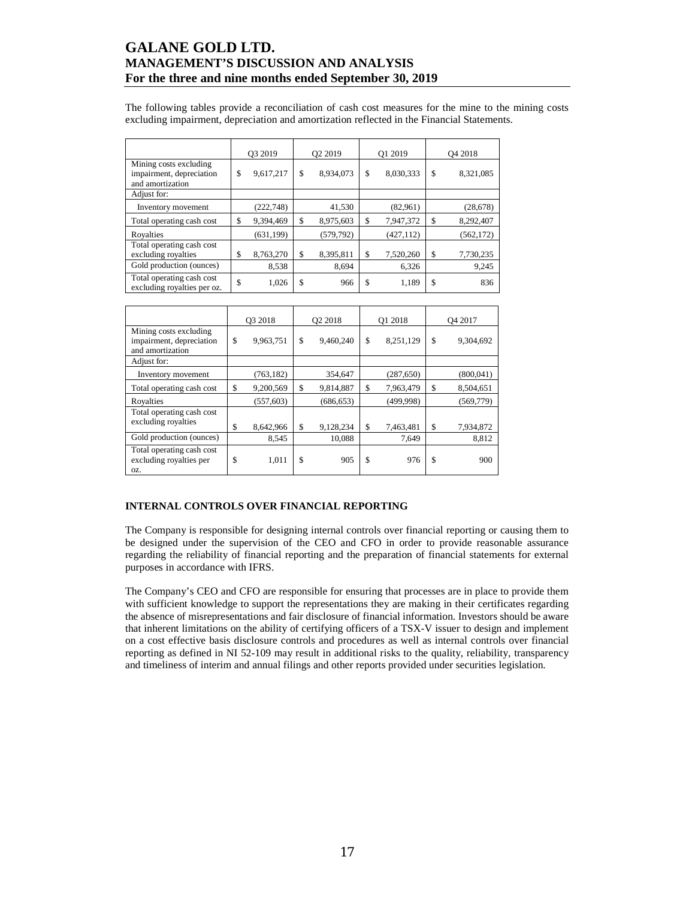The following tables provide a reconciliation of cash cost measures for the mine to the mining costs excluding impairment, depreciation and amortization reflected in the Financial Statements.

| | Q3 2019 | Q2 2019 | Q1 2019 | Q4 2018 |
|---|---|---|---|---|
| Mining costs excluding impairment, depreciation and amortization | $ 9,617,217 | $ 8,934,073 | $ 8,030,333 | $ 8,321,085 |
| Adjust for: | | | | |
| Inventory movement | (222,748) | 41,530 | (82,961) | (28,678) |
| Total operating cash cost | $ 9,394,469 | $ 8,975,603 | $ 7,947,372 | $ 8,292,407 |
| Royalties | (631,199) | (579,792) | (427,112) | (562,172) |
| Total operating cash cost excluding royalties | $ 8,763,270 | $ 8,395,811 | $ 7,520,260 | $ 7,730,235 |
| Gold production (ounces) | 8,538 | 8,694 | 6,326 | 9,245 |
| Total operating cash cost excluding royalties per oz. | $ 1,026 | $ 966 | $ 1,189 | $ 836 |

| | Q3 2018 | Q2 2018 | Q1 2018 | Q4 2017 |
|---|---|---|---|---|
| Mining costs excluding impairment, depreciation and amortization | $ 9,963,751 | $ 9,460,240 | $ 8,251,129 | $ 9,304,692 |
| Adjust for: | | | | |
| Inventory movement | (763,182) | 354,647 | (287,650) | (800,041) |
| Total operating cash cost | $ 9,200,569 | $ 9,814,887 | $ 7,963,479 | $ 8,504,651 |
| Royalties | (557,603) | (686,653) | (499,998) | (569,779) |
| Total operating cash cost excluding royalties | $ 8,642,966 | $ 9,128,234 | $ 7,463,481 | $ 7,934,872 |
| Gold production (ounces) | 8,545 | 10,088 | 7,649 | 8,812 |
| Total operating cash cost excluding royalties per oz. | $ 1,011 | $ 905 | $ 976 | $ 900 |

## INTERNAL CONTROLS OVER FINANCIAL REPORTING

The Company is responsible for designing internal controls over financial reporting or causing them to be designed under the supervision of the CEO and CFO in order to provide reasonable assurance regarding the reliability of financial reporting and the preparation of financial statements for external purposes in accordance with IFRS.

The Company's CEO and CFO are responsible for ensuring that processes are in place to provide them with sufficient knowledge to support the representations they are making in their certificates regarding the absence of misrepresentations and fair disclosure of financial information. Investors should be aware that inherent limitations on the ability of certifying officers of a TSX-V issuer to design and implement on a cost effective basis disclosure controls and procedures as well as internal controls over financial reporting as defined in NI 52-109 may result in additional risks to the quality, reliability, transparency and timeliness of interim and annual filings and other reports provided under securities legislation.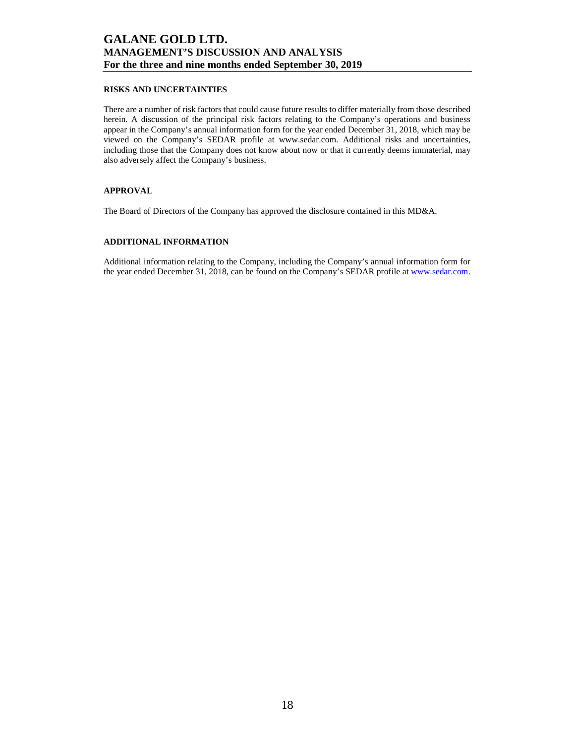## RISKS AND UNCERTAINTIES

There are a number of risk factors that could cause future results to differ materially from those described herein. A discussion of the principal risk factors relating to the Company's operations and business appear in the Company's annual information form for the year ended December 31, 2018, which may be viewed on the Company's SEDAR profile at www.sedar.com. Additional risks and uncertainties, including those that the Company does not know about now or that it currently deems immaterial, may also adversely affect the Company's business.

## APPROVAL

The Board of Directors of the Company has approved the disclosure contained in this MD&A.

## ADDITIONAL INFORMATION

Additional information relating to the Company, including the Company's annual information form for the year ended December 31, 2018, can be found on the Company's SEDAR profile at www.sedar.com.